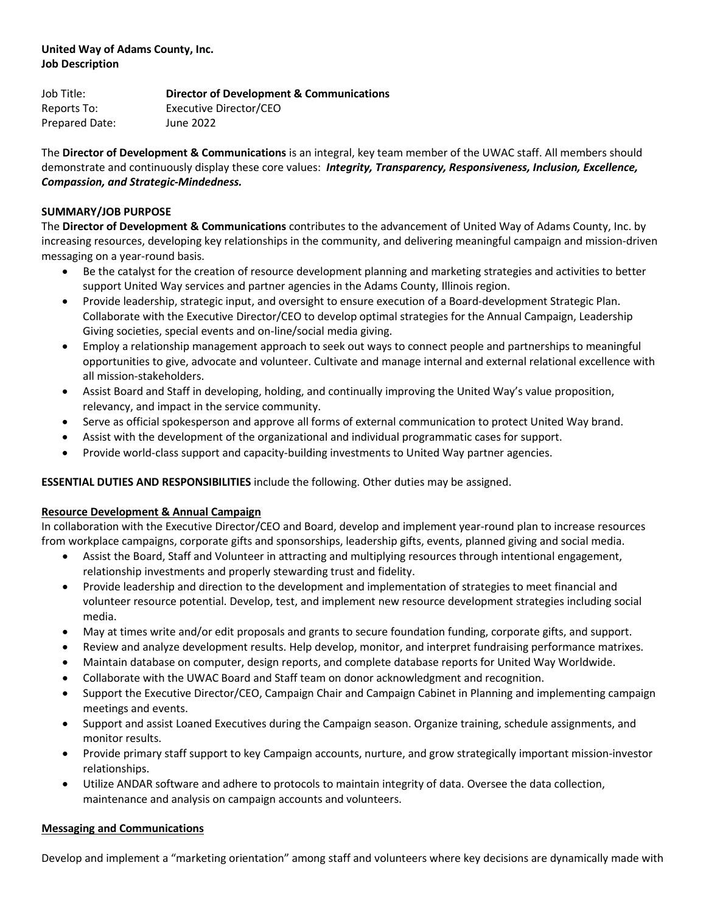**United Way of Adams County, Inc.**
**Job Description**

Job Title: **Director of Development & Communications**
Reports To: Executive Director/CEO
Prepared Date: June 2022

The **Director of Development & Communications** is an integral, key team member of the UWAC staff. All members should demonstrate and continuously display these core values: ***Integrity, Transparency, Responsiveness, Inclusion, Excellence, Compassion, and Strategic-Mindedness.***

**SUMMARY/JOB PURPOSE**

The **Director of Development & Communications** contributes to the advancement of United Way of Adams County, Inc. by increasing resources, developing key relationships in the community, and delivering meaningful campaign and mission-driven messaging on a year-round basis.

- Be the catalyst for the creation of resource development planning and marketing strategies and activities to better support United Way services and partner agencies in the Adams County, Illinois region.
- Provide leadership, strategic input, and oversight to ensure execution of a Board-development Strategic Plan. Collaborate with the Executive Director/CEO to develop optimal strategies for the Annual Campaign, Leadership Giving societies, special events and on-line/social media giving.
- Employ a relationship management approach to seek out ways to connect people and partnerships to meaningful opportunities to give, advocate and volunteer. Cultivate and manage internal and external relational excellence with all mission-stakeholders.
- Assist Board and Staff in developing, holding, and continually improving the United Way's value proposition, relevancy, and impact in the service community.
- Serve as official spokesperson and approve all forms of external communication to protect United Way brand.
- Assist with the development of the organizational and individual programmatic cases for support.
- Provide world-class support and capacity-building investments to United Way partner agencies.

**ESSENTIAL DUTIES AND RESPONSIBILITIES** include the following. Other duties may be assigned.

**Resource Development & Annual Campaign**

In collaboration with the Executive Director/CEO and Board, develop and implement year-round plan to increase resources from workplace campaigns, corporate gifts and sponsorships, leadership gifts, events, planned giving and social media.

- Assist the Board, Staff and Volunteer in attracting and multiplying resources through intentional engagement, relationship investments and properly stewarding trust and fidelity.
- Provide leadership and direction to the development and implementation of strategies to meet financial and volunteer resource potential. Develop, test, and implement new resource development strategies including social media.
- May at times write and/or edit proposals and grants to secure foundation funding, corporate gifts, and support.
- Review and analyze development results. Help develop, monitor, and interpret fundraising performance matrixes.
- Maintain database on computer, design reports, and complete database reports for United Way Worldwide.
- Collaborate with the UWAC Board and Staff team on donor acknowledgment and recognition.
- Support the Executive Director/CEO, Campaign Chair and Campaign Cabinet in Planning and implementing campaign meetings and events.
- Support and assist Loaned Executives during the Campaign season. Organize training, schedule assignments, and monitor results.
- Provide primary staff support to key Campaign accounts, nurture, and grow strategically important mission-investor relationships.
- Utilize ANDAR software and adhere to protocols to maintain integrity of data. Oversee the data collection, maintenance and analysis on campaign accounts and volunteers.

**Messaging and Communications**

Develop and implement a "marketing orientation" among staff and volunteers where key decisions are dynamically made with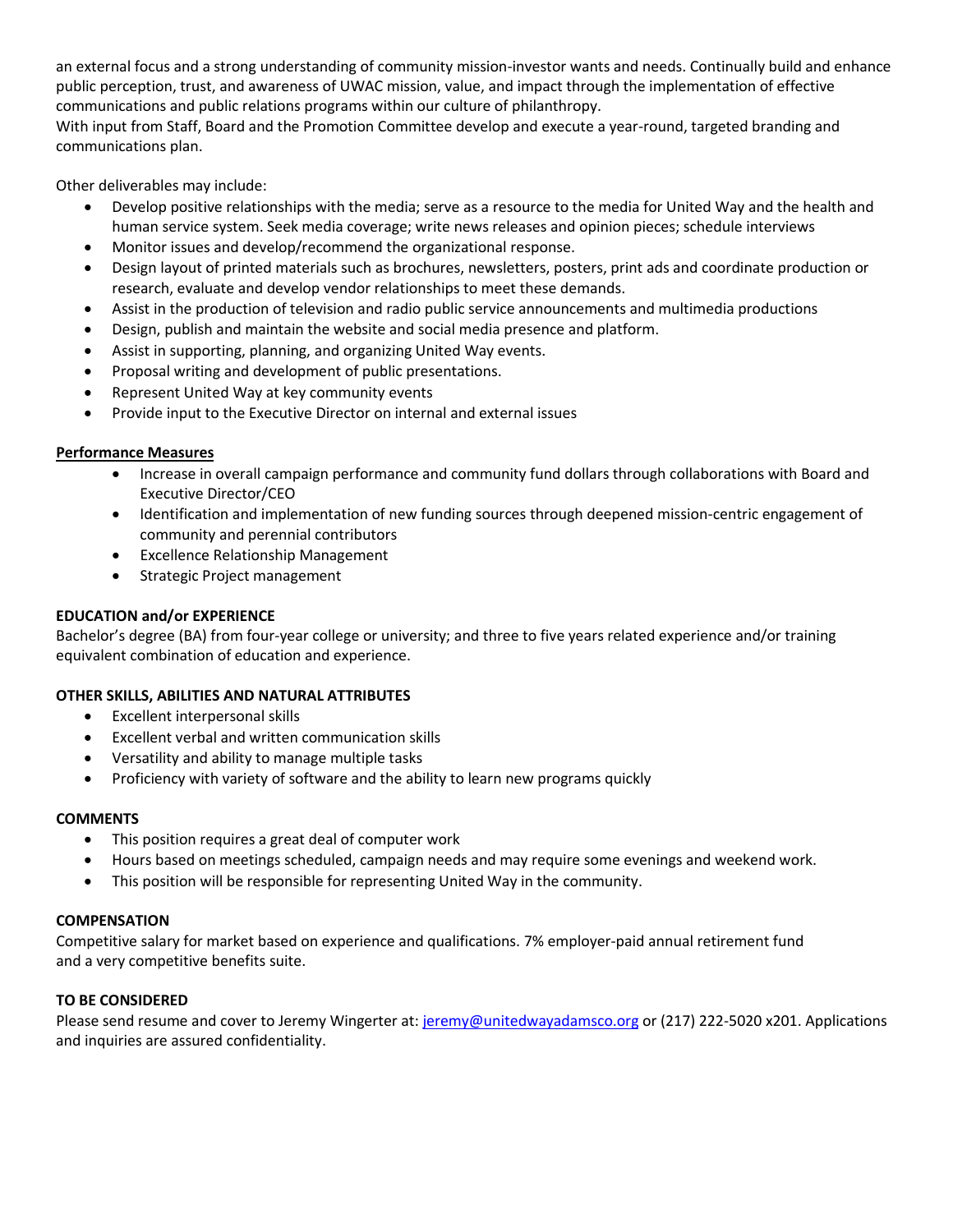an external focus and a strong understanding of community mission-investor wants and needs. Continually build and enhance public perception, trust, and awareness of UWAC mission, value, and impact through the implementation of effective communications and public relations programs within our culture of philanthropy.
With input from Staff, Board and the Promotion Committee develop and execute a year-round, targeted branding and communications plan.

Other deliverables may include:

- Develop positive relationships with the media; serve as a resource to the media for United Way and the health and human service system. Seek media coverage; write news releases and opinion pieces; schedule interviews
- Monitor issues and develop/recommend the organizational response.
- Design layout of printed materials such as brochures, newsletters, posters, print ads and coordinate production or research, evaluate and develop vendor relationships to meet these demands.
- Assist in the production of television and radio public service announcements and multimedia productions
- Design, publish and maintain the website and social media presence and platform.
- Assist in supporting, planning, and organizing United Way events.
- Proposal writing and development of public presentations.
- Represent United Way at key community events
- Provide input to the Executive Director on internal and external issues

**Performance Measures**

- Increase in overall campaign performance and community fund dollars through collaborations with Board and Executive Director/CEO
- Identification and implementation of new funding sources through deepened mission-centric engagement of community and perennial contributors
- Excellence Relationship Management
- Strategic Project management

**EDUCATION and/or EXPERIENCE**

Bachelor's degree (BA) from four-year college or university; and three to five years related experience and/or training equivalent combination of education and experience.

**OTHER SKILLS, ABILITIES AND NATURAL ATTRIBUTES**

- Excellent interpersonal skills
- Excellent verbal and written communication skills
- Versatility and ability to manage multiple tasks
- Proficiency with variety of software and the ability to learn new programs quickly

**COMMENTS**

- This position requires a great deal of computer work
- Hours based on meetings scheduled, campaign needs and may require some evenings and weekend work.
- This position will be responsible for representing United Way in the community.

**COMPENSATION**

Competitive salary for market based on experience and qualifications. 7% employer-paid annual retirement fund and a very competitive benefits suite.

**TO BE CONSIDERED**

Please send resume and cover to Jeremy Wingerter at: jeremy@unitedwayadamsco.org or (217) 222-5020 x201. Applications and inquiries are assured confidentiality.